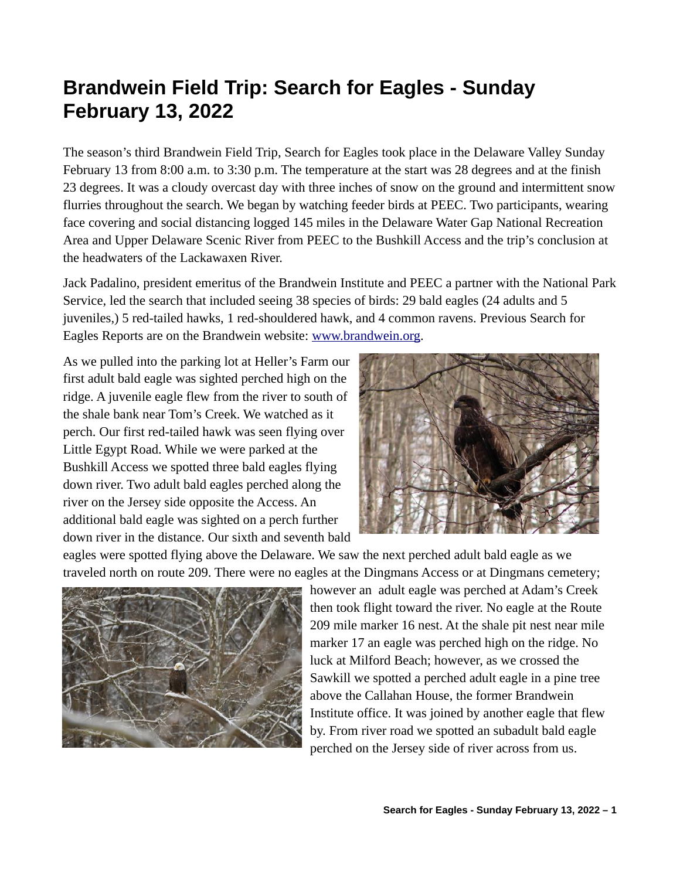# Brandwein Field Trip: Search for Eagles - Sunday February 13, 2022

The season's third Brandwein Field Trip, Search for Eagles took place in the Delaware Valley Sunday February 13 from 8:00 a.m. to 3:30 p.m. The temperature at the start was 28 degrees and at the finish 23 degrees. It was a cloudy overcast day with three inches of snow on the ground and intermittent snow flurries throughout the search. We began by watching feeder birds at PEEC. Two participants, wearing face covering and social distancing logged 145 miles in the Delaware Water Gap National Recreation Area and Upper Delaware Scenic River from PEEC to the Bushkill Access and the trip's conclusion at the headwaters of the Lackawaxen River.

Jack Padalino, president emeritus of the Brandwein Institute and PEEC a partner with the National Park Service, led the search that included seeing 38 species of birds: 29 bald eagles (24 adults and 5 juveniles,) 5 red-tailed hawks, 1 red-shouldered hawk, and 4 common ravens. Previous Search for Eagles Reports are on the Brandwein website: [www.brandwein.org](http://www.brandwein.org).

As we pulled into the parking lot at Heller's Farm our first adult bald eagle was sighted perched high on the ridge. A juvenile eagle flew from the river to south of the shale bank near Tom's Creek. We watched as it perch. Our first red-tailed hawk was seen flying over Little Egypt Road. While we were parked at the Bushkill Access we spotted three bald eagles flying down river. Two adult bald eagles perched along the river on the Jersey side opposite the Access. An additional bald eagle was sighted on a perch further down river in the distance. Our sixth and seventh bald eagles were spotted flying above the Delaware. We saw the next perched adult bald eagle as we traveled north on route 209. There were no eagles at the Dingmans Access or at Dingmans cemetery; however an adult eagle was perched at Adam's Creek then took flight toward the river. No eagle at the Route 209 mile marker 16 nest. At the shale pit nest near mile marker 17 an eagle was perched high on the ridge. No luck at Milford Beach; however, as we crossed the Sawkill we spotted a perched adult eagle in a pine tree above the Callahan House, the former Brandwein Institute office. It was joined by another eagle that flew by. From river road we spotted an subadult bald eagle perched on the Jersey side of river across from us.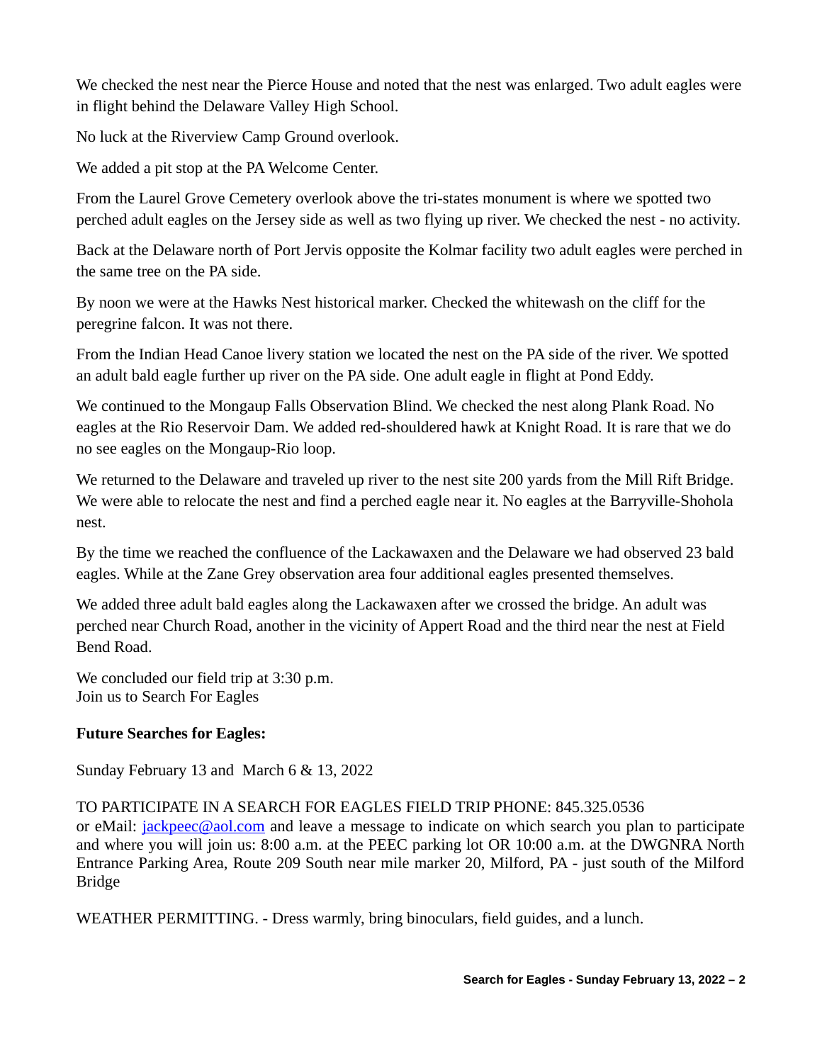We checked the nest near the Pierce House and noted that the nest was enlarged. Two adult eagles were in flight behind the Delaware Valley High School.

No luck at the Riverview Camp Ground overlook.

We added a pit stop at the PA Welcome Center.

From the Laurel Grove Cemetery overlook above the tri-states monument is where we spotted two perched adult eagles on the Jersey side as well as two flying up river. We checked the nest - no activity.

Back at the Delaware north of Port Jervis opposite the Kolmar facility two adult eagles were perched in the same tree on the PA side.

By noon we were at the Hawks Nest historical marker. Checked the whitewash on the cliff for the peregrine falcon. It was not there.

From the Indian Head Canoe livery station we located the nest on the PA side of the river. We spotted an adult bald eagle further up river on the PA side. One adult eagle in flight at Pond Eddy.

We continued to the Mongaup Falls Observation Blind. We checked the nest along Plank Road. No eagles at the Rio Reservoir Dam. We added red-shouldered hawk at Knight Road. It is rare that we do no see eagles on the Mongaup-Rio loop.

We returned to the Delaware and traveled up river to the nest site 200 yards from the Mill Rift Bridge. We were able to relocate the nest and find a perched eagle near it. No eagles at the Barryville-Shohola nest.

By the time we reached the confluence of the Lackawaxen and the Delaware we had observed 23 bald eagles. While at the Zane Grey observation area four additional eagles presented themselves.

We added three adult bald eagles along the Lackawaxen after we crossed the bridge. An adult was perched near Church Road, another in the vicinity of Appert Road and the third near the nest at Field Bend Road.

We concluded our field trip at 3:30 p.m.
Join us to Search For Eagles

**Future Searches for Eagles:**

Sunday February 13 and March 6 & 13, 2022

TO PARTICIPATE IN A SEARCH FOR EAGLES FIELD TRIP PHONE: 845.325.0536
or eMail: jackpeec@aol.com and leave a message to indicate on which search you plan to participate and where you will join us: 8:00 a.m. at the PEEC parking lot OR 10:00 a.m. at the DWGNRA North Entrance Parking Area, Route 209 South near mile marker 20, Milford, PA - just south of the Milford Bridge

WEATHER PERMITTING. - Dress warmly, bring binoculars, field guides, and a lunch.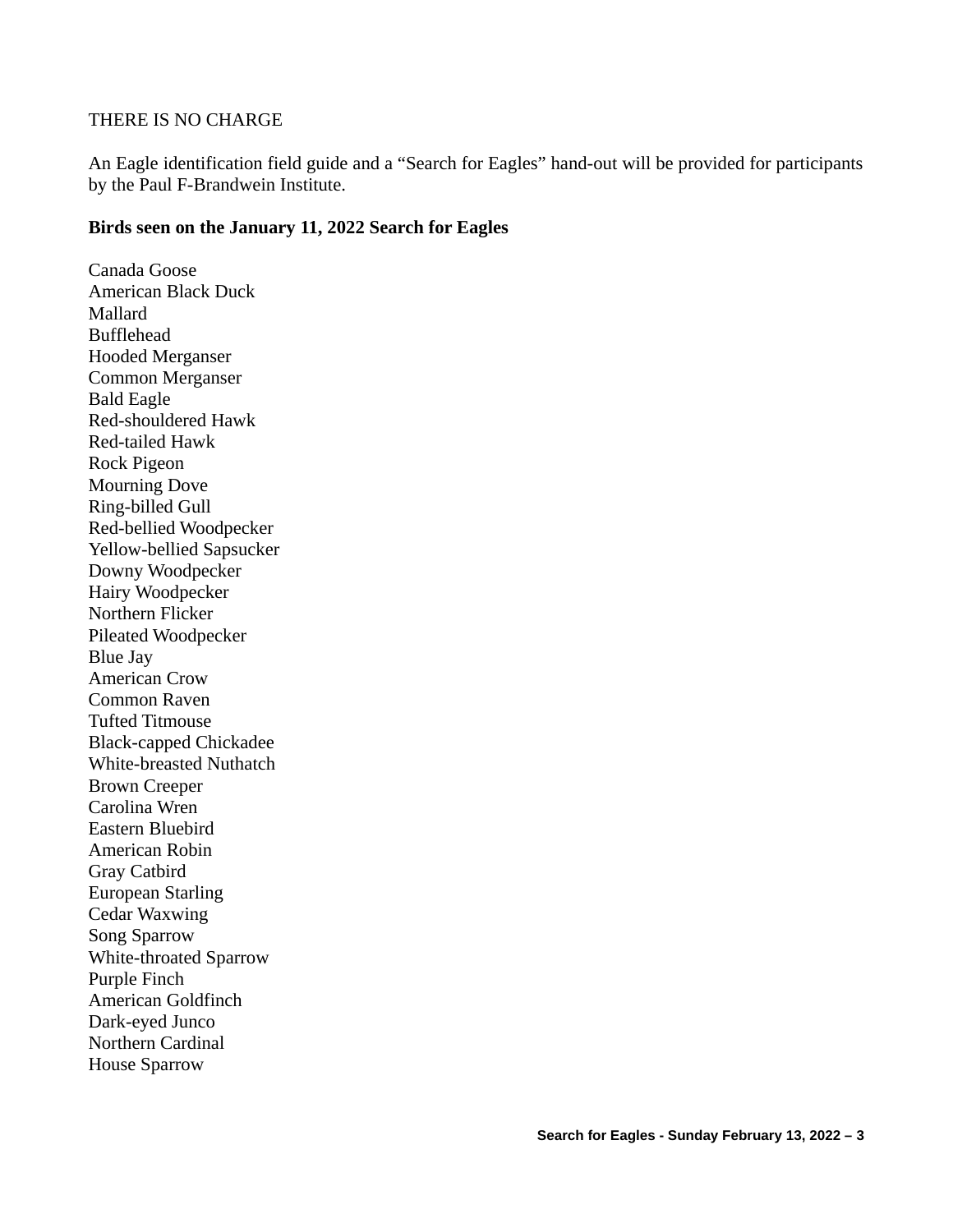THERE IS NO CHARGE

An Eagle identification field guide and a "Search for Eagles" hand-out will be provided for participants by the Paul F-Brandwein Institute.

**Birds seen on the January 11, 2022 Search for Eagles**

Canada Goose
American Black Duck
Mallard
Bufflehead
Hooded Merganser
Common Merganser
Bald Eagle
Red-shouldered Hawk
Red-tailed Hawk
Rock Pigeon
Mourning Dove
Ring-billed Gull
Red-bellied Woodpecker
Yellow-bellied Sapsucker
Downy Woodpecker
Hairy Woodpecker
Northern Flicker
Pileated Woodpecker
Blue Jay
American Crow
Common Raven
Tufted Titmouse
Black-capped Chickadee
White-breasted Nuthatch
Brown Creeper
Carolina Wren
Eastern Bluebird
American Robin
Gray Catbird
European Starling
Cedar Waxwing
Song Sparrow
White-throated Sparrow
Purple Finch
American Goldfinch
Dark-eyed Junco
Northern Cardinal
House Sparrow